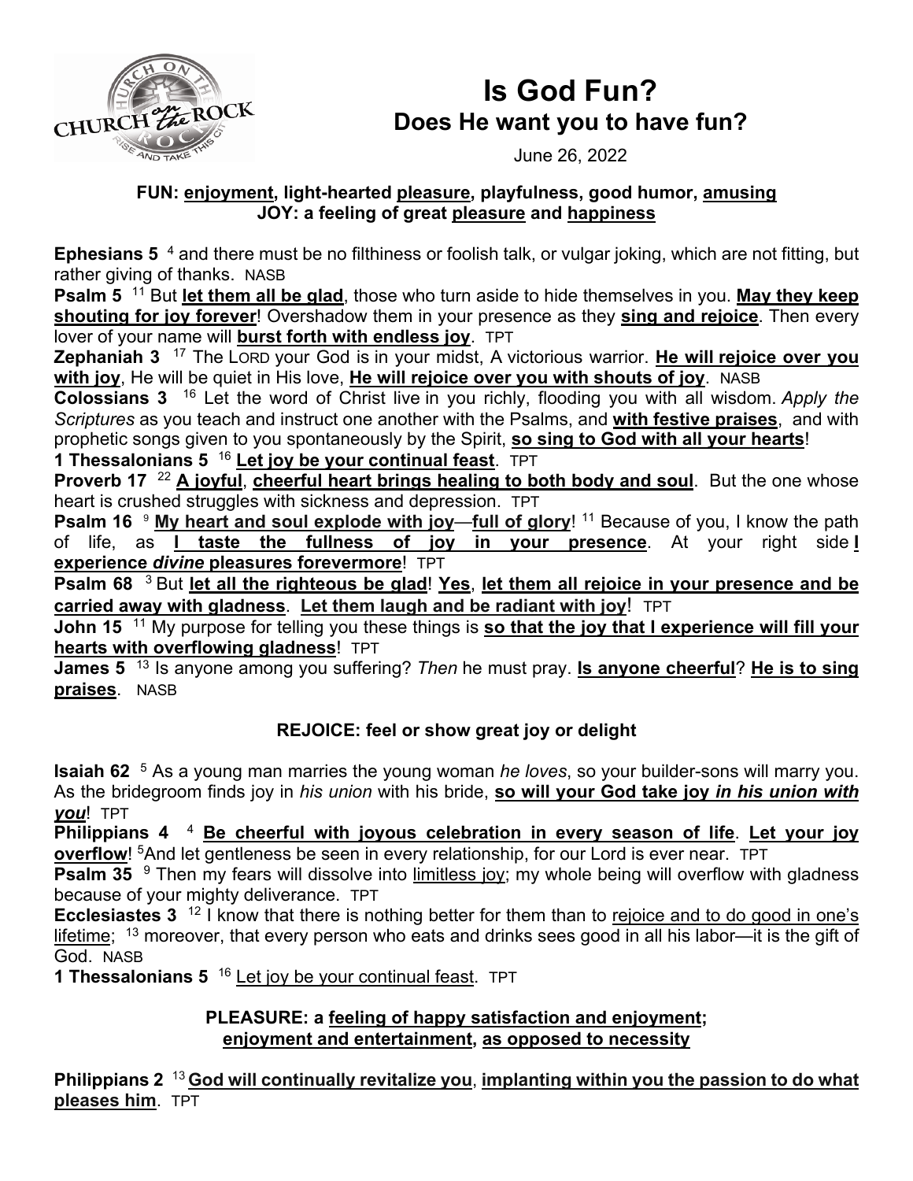# Is God Fun?
## Does He want you to have fun?

June 26, 2022

**FUN: enjoyment, light-hearted pleasure, playfulness, good humor, amusing**
**JOY: a feeling of great pleasure and happiness**

**Ephesians 5** [4] and there must be no filthiness or foolish talk, or vulgar joking, which are not fitting, but rather giving of thanks. NASB

**Psalm 5** [11] But **let them all be glad**, those who turn aside to hide themselves in you. **May they keep shouting for joy forever**! Overshadow them in your presence as they **sing and rejoice**. Then every lover of your name will **burst forth with endless joy**. TPT

**Zephaniah 3** [17] The LORD your God is in your midst, A victorious warrior. **He will rejoice over you with joy**, He will be quiet in His love, **He will rejoice over you with shouts of joy**. NASB

**Colossians 3** [16] Let the word of Christ live in you richly, flooding you with all wisdom. *Apply the Scriptures* as you teach and instruct one another with the Psalms, and **with festive praises**, and with prophetic songs given to you spontaneously by the Spirit, **so sing to God with all your hearts**!

**1 Thessalonians 5** [16] **Let joy be your continual feast**. TPT

**Proverb 17** [22] **A joyful**, **cheerful heart brings healing to both body and soul**. But the one whose heart is crushed struggles with sickness and depression. TPT

**Psalm 16** [9] **My heart and soul explode with joy**—**full of glory**! [11] Because of you, I know the path of life, as **I taste the fullness of joy in your presence**. At your right side **I experience *divine* pleasures forevermore**! TPT

**Psalm 68** [3] But **let all the righteous be glad**! **Yes**, **let them all rejoice in your presence and be carried away with gladness**. **Let them laugh and be radiant with joy**! TPT

**John 15** [11] My purpose for telling you these things is **so that the joy that I experience will fill your hearts with overflowing gladness**! TPT

**James 5** [13] Is anyone among you suffering? *Then* he must pray. **Is anyone cheerful**? **He is to sing praises**. NASB

**REJOICE: feel or show great joy or delight**

**Isaiah 62** [5] As a young man marries the young woman *he loves*, so your builder-sons will marry you. As the bridegroom finds joy in *his union* with his bride, **so will your God take joy *in his union with you***! TPT

**Philippians 4** [4] **Be cheerful with joyous celebration in every season of life**. **Let your joy overflow**! [5]And let gentleness be seen in every relationship, for our Lord is ever near. TPT

**Psalm 35** [9] Then my fears will dissolve into limitless joy; my whole being will overflow with gladness because of your mighty deliverance. TPT

**Ecclesiastes 3** [12] I know that there is nothing better for them than to rejoice and to do good in one's lifetime; [13] moreover, that every person who eats and drinks sees good in all his labor—it is the gift of God. NASB

**1 Thessalonians 5** [16] Let joy be your continual feast. TPT

**PLEASURE: a feeling of happy satisfaction and enjoyment;**
**enjoyment and entertainment, as opposed to necessity**

**Philippians 2** [13] **God will continually revitalize you**, **implanting within you the passion to do what pleases him**. TPT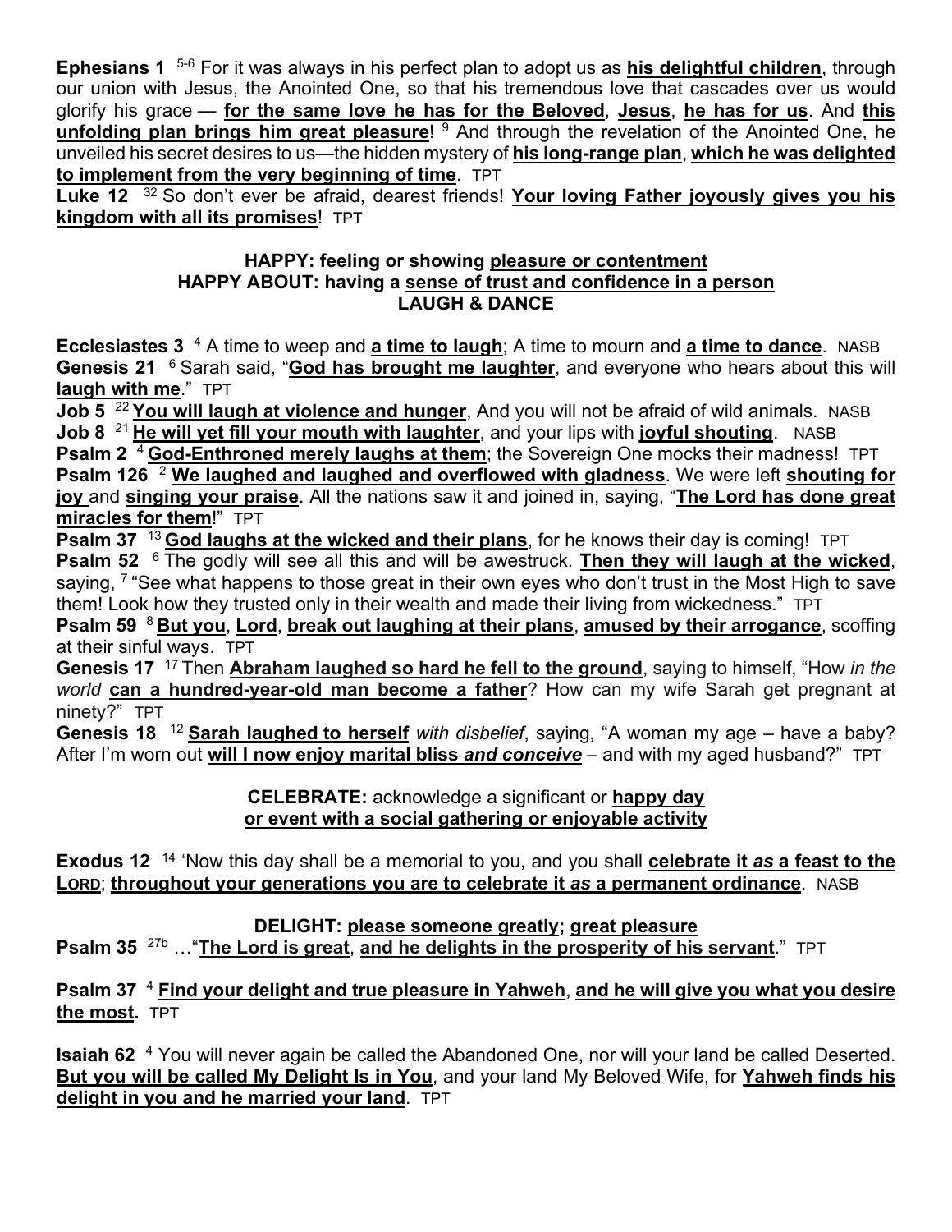**Ephesians 1** [5-6] For it was always in his perfect plan to adopt us as **his delightful children**, through our union with Jesus, the Anointed One, so that his tremendous love that cascades over us would glorify his grace — **for the same love he has for the Beloved**, **Jesus**, **he has for us**. And **this unfolding plan brings him great pleasure**! [9] And through the revelation of the Anointed One, he unveiled his secret desires to us—the hidden mystery of **his long-range plan**, **which he was delighted to implement from the very beginning of time**. TPT

**Luke 12** [32] So don't ever be afraid, dearest friends! **Your loving Father joyously gives you his kingdom with all its promises**! TPT

**HAPPY: feeling or showing pleasure or contentment**
**HAPPY ABOUT: having a sense of trust and confidence in a person**
**LAUGH & DANCE**

**Ecclesiastes 3** [4] A time to weep and **a time to laugh**; A time to mourn and **a time to dance**. NASB

**Genesis 21** [6] Sarah said, "**God has brought me laughter**, and everyone who hears about this will **laugh with me**." TPT

**Job 5** [22] **You will laugh at violence and hunger**, And you will not be afraid of wild animals. NASB

**Job 8** [21] **He will yet fill your mouth with laughter**, and your lips with **joyful shouting**. NASB

**Psalm 2** [4] **God-Enthroned merely laughs at them**; the Sovereign One mocks their madness! TPT

**Psalm 126** [2] **We laughed and laughed and overflowed with gladness**. We were left **shouting for joy** and **singing your praise**. All the nations saw it and joined in, saying, "**The Lord has done great miracles for them**!" TPT

**Psalm 37** [13] **God laughs at the wicked and their plans**, for he knows their day is coming! TPT

**Psalm 52** [6] The godly will see all this and will be awestruck. **Then they will laugh at the wicked**, saying, [7] "See what happens to those great in their own eyes who don't trust in the Most High to save them! Look how they trusted only in their wealth and made their living from wickedness." TPT

**Psalm 59** [8] **But you**, **Lord**, **break out laughing at their plans**, **amused by their arrogance**, scoffing at their sinful ways. TPT

**Genesis 17** [17] Then **Abraham laughed so hard he fell to the ground**, saying to himself, "How *in the world* **can a hundred-year-old man become a father**? How can my wife Sarah get pregnant at ninety?" TPT

**Genesis 18** [12] **Sarah laughed to herself** *with disbelief*, saying, "A woman my age – have a baby? After I'm worn out **will I now enjoy marital bliss *and conceive*** – and with my aged husband?" TPT

**CELEBRATE:** acknowledge a significant or **happy day or event with a social gathering or enjoyable activity**

**Exodus 12** [14] 'Now this day shall be a memorial to you, and you shall **celebrate it *as* a feast to the LORD**; **throughout your generations you are to celebrate it *as* a permanent ordinance**. NASB

**DELIGHT: please someone greatly; great pleasure**

**Psalm 35** [27b] …"**The Lord is great**, **and he delights in the prosperity of his servant**." TPT

**Psalm 37** [4] **Find your delight and true pleasure in Yahweh**, **and he will give you what you desire the most.** TPT

**Isaiah 62** [4] You will never again be called the Abandoned One, nor will your land be called Deserted. **But you will be called My Delight Is in You**, and your land My Beloved Wife, for **Yahweh finds his delight in you and he married your land**. TPT